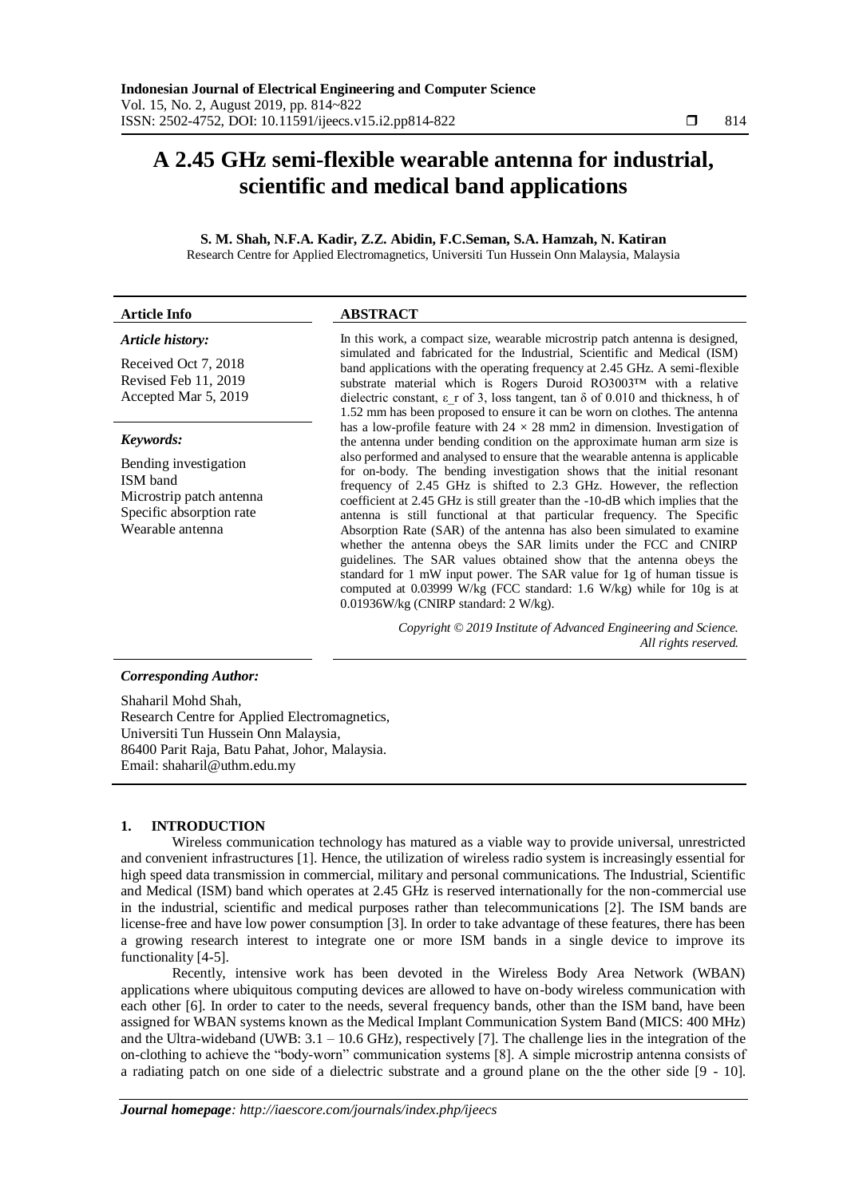# A 2.45 GHz semi-flexible wearable antenna for industrial, scientific and medical band applications

**S. M. Shah, N.F.A. Kadir, Z.Z. Abidin, F.C.Seman, S.A. Hamzah, N. Katiran**

Research Centre for Applied Electromagnetics, Universiti Tun Hussein Onn Malaysia, Malaysia

**Article Info**

***Article history:***

Received Oct 7, 2018
Revised Feb 11, 2019
Accepted Mar 5, 2019

***Keywords:***

Bending investigation
ISM band
Microstrip patch antenna
Specific absorption rate
Wearable antenna

**ABSTRACT**

In this work, a compact size, wearable microstrip patch antenna is designed, simulated and fabricated for the Industrial, Scientific and Medical (ISM) band applications with the operating frequency at 2.45 GHz. A semi-flexible substrate material which is Rogers Duroid RO3003™ with a relative dielectric constant, ε_r of 3, loss tangent, tan δ of 0.010 and thickness, h of 1.52 mm has been proposed to ensure it can be worn on clothes. The antenna has a low-profile feature with 24 × 28 mm2 in dimension. Investigation of the antenna under bending condition on the approximate human arm size is also performed and analysed to ensure that the wearable antenna is applicable for on-body. The bending investigation shows that the initial resonant frequency of 2.45 GHz is shifted to 2.3 GHz. However, the reflection coefficient at 2.45 GHz is still greater than the -10-dB which implies that the antenna is still functional at that particular frequency. The Specific Absorption Rate (SAR) of the antenna has also been simulated to examine whether the antenna obeys the SAR limits under the FCC and CNIRP guidelines. The SAR values obtained show that the antenna obeys the standard for 1 mW input power. The SAR value for 1g of human tissue is computed at 0.03999 W/kg (FCC standard: 1.6 W/kg) while for 10g is at 0.01936W/kg (CNIRP standard: 2 W/kg).

*Copyright © 2019 Institute of Advanced Engineering and Science. All rights reserved.*

***Corresponding Author:***

Shaharil Mohd Shah,
Research Centre for Applied Electromagnetics,
Universiti Tun Hussein Onn Malaysia,
86400 Parit Raja, Batu Pahat, Johor, Malaysia.
Email: shaharil@uthm.edu.my

## 1. INTRODUCTION

Wireless communication technology has matured as a viable way to provide universal, unrestricted and convenient infrastructures [1]. Hence, the utilization of wireless radio system is increasingly essential for high speed data transmission in commercial, military and personal communications. The Industrial, Scientific and Medical (ISM) band which operates at 2.45 GHz is reserved internationally for the non-commercial use in the industrial, scientific and medical purposes rather than telecommunications [2]. The ISM bands are license-free and have low power consumption [3]. In order to take advantage of these features, there has been a growing research interest to integrate one or more ISM bands in a single device to improve its functionality [4-5].

Recently, intensive work has been devoted in the Wireless Body Area Network (WBAN) applications where ubiquitous computing devices are allowed to have on-body wireless communication with each other [6]. In order to cater to the needs, several frequency bands, other than the ISM band, have been assigned for WBAN systems known as the Medical Implant Communication System Band (MICS: 400 MHz) and the Ultra-wideband (UWB: 3.1 – 10.6 GHz), respectively [7]. The challenge lies in the integration of the on-clothing to achieve the "body-worn" communication systems [8]. A simple microstrip antenna consists of a radiating patch on one side of a dielectric substrate and a ground plane on the other side [9 - 10].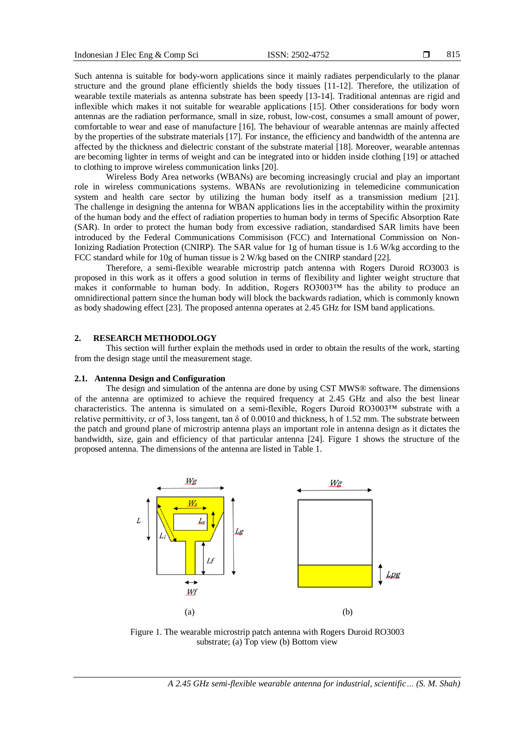Such antenna is suitable for body-worn applications since it mainly radiates perpendicularly to the planar structure and the ground plane efficiently shields the body tissues [11-12]. Therefore, the utilization of wearable textile materials as antenna substrate has been speedy [13-14]. Traditional antennas are rigid and inflexible which makes it not suitable for wearable applications [15]. Other considerations for body worn antennas are the radiation performance, small in size, robust, low-cost, consumes a small amount of power, comfortable to wear and ease of manufacture [16]. The behaviour of wearable antennas are mainly affected by the properties of the substrate materials [17]. For instance, the efficiency and bandwidth of the antenna are affected by the thickness and dielectric constant of the substrate material [18]. Moreover, wearable antennas are becoming lighter in terms of weight and can be integrated into or hidden inside clothing [19] or attached to clothing to improve wireless communication links [20].

Wireless Body Area networks (WBANs) are becoming increasingly crucial and play an important role in wireless communications systems. WBANs are revolutionizing in telemedicine communication system and health care sector by utilizing the human body itself as a transmission medium [21]. The challenge in designing the antenna for WBAN applications lies in the acceptability within the proximity of the human body and the effect of radiation properties to human body in terms of Specific Absorption Rate (SAR). In order to protect the human body from excessive radiation, standardised SAR limits have been introduced by the Federal Communications Commisison (FCC) and International Commission on Non-Ionizing Radiation Protection (CNIRP). The SAR value for 1g of human tissue is 1.6 W/kg according to the FCC standard while for 10g of human tissue is 2 W/kg based on the CNIRP standard [22].

Therefore, a semi-flexible wearable microstrip patch antenna with Rogers Duroid RO3003 is proposed in this work as it offers a good solution in terms of flexibility and lighter weight structure that makes it conformable to human body. In addition, Rogers RO3003™ has the ability to produce an omnidirectional pattern since the human body will block the backwards radiation, which is commonly known as body shadowing effect [23]. The proposed antenna operates at 2.45 GHz for ISM band applications.

## 2. RESEARCH METHODOLOGY

This section will further explain the methods used in order to obtain the results of the work, starting from the design stage until the measurement stage.

### 2.1. Antenna Design and Configuration

The design and simulation of the antenna are done by using CST MWS® software. The dimensions of the antenna are optimized to achieve the required frequency at 2.45 GHz and also the best linear characteristics. The antenna is simulated on a semi-flexible, Rogers Duroid RO3003™ substrate with a relative permittivity, $\varepsilon_r$ of 3, loss tangent, tan $\delta$ of 0.0010 and thickness, h of 1.52 mm. The substrate between the patch and ground plane of microstrip antenna plays an important role in antenna design as it dictates the bandwidth, size, gain and efficiency of that particular antenna [24]. Figure 1 shows the structure of the proposed antenna. The dimensions of the antenna are listed in Table 1.

Figure 1. The wearable microstrip patch antenna with Rogers Duroid RO3003 substrate; (a) Top view (b) Bottom view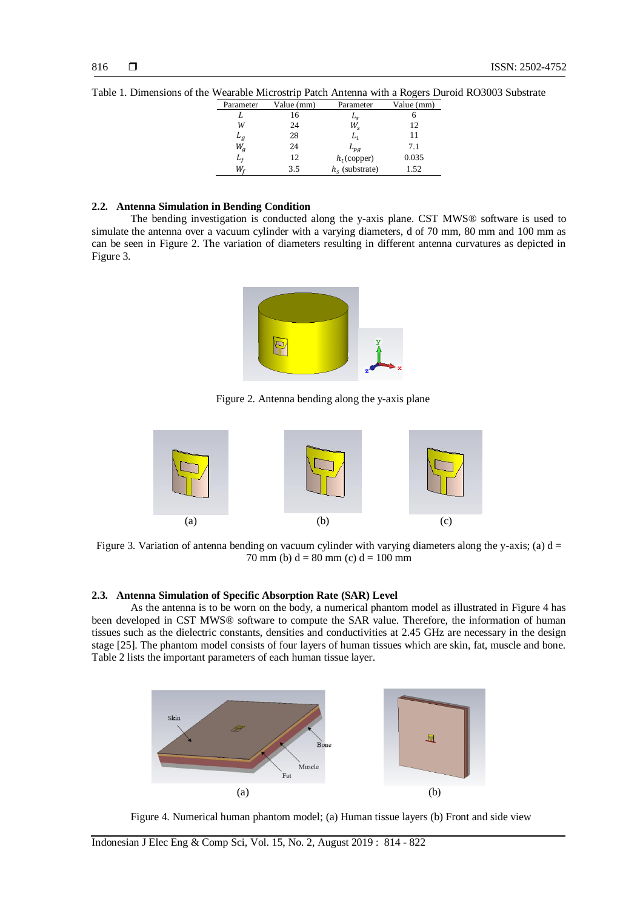Table 1. Dimensions of the Wearable Microstrip Patch Antenna with a Rogers Duroid RO3003 Substrate

| Parameter | Value (mm) | Parameter | Value (mm) |
|---|---|---|---|
| $L$ | 16 | $L_s$ | 6 |
| $W$ | 24 | $W_s$ | 12 |
| $L_g$ | 28 | $L_1$ | 11 |
| $W_g$ | 24 | $L_{pg}$ | 7.1 |
| $L_f$ | 12 | $h_t$ (copper) | 0.035 |
| $W_f$ | 3.5 | $h_s$ (substrate) | 1.52 |

### 2.2. Antenna Simulation in Bending Condition

The bending investigation is conducted along the y-axis plane. CST MWS® software is used to simulate the antenna over a vacuum cylinder with a varying diameters, d of 70 mm, 80 mm and 100 mm as can be seen in Figure 2. The variation of diameters resulting in different antenna curvatures as depicted in Figure 3.

Figure 2. Antenna bending along the y-axis plane

(a) (b) (c)

Figure 3. Variation of antenna bending on vacuum cylinder with varying diameters along the y-axis; (a) d = 70 mm (b) d = 80 mm (c) d = 100 mm

### 2.3. Antenna Simulation of Specific Absorption Rate (SAR) Level

As the antenna is to be worn on the body, a numerical phantom model as illustrated in Figure 4 has been developed in CST MWS® software to compute the SAR value. Therefore, the information of human tissues such as the dielectric constants, densities and conductivities at 2.45 GHz are necessary in the design stage [25]. The phantom model consists of four layers of human tissues which are skin, fat, muscle and bone. Table 2 lists the important parameters of each human tissue layer.

(a) (b)

Figure 4. Numerical human phantom model; (a) Human tissue layers (b) Front and side view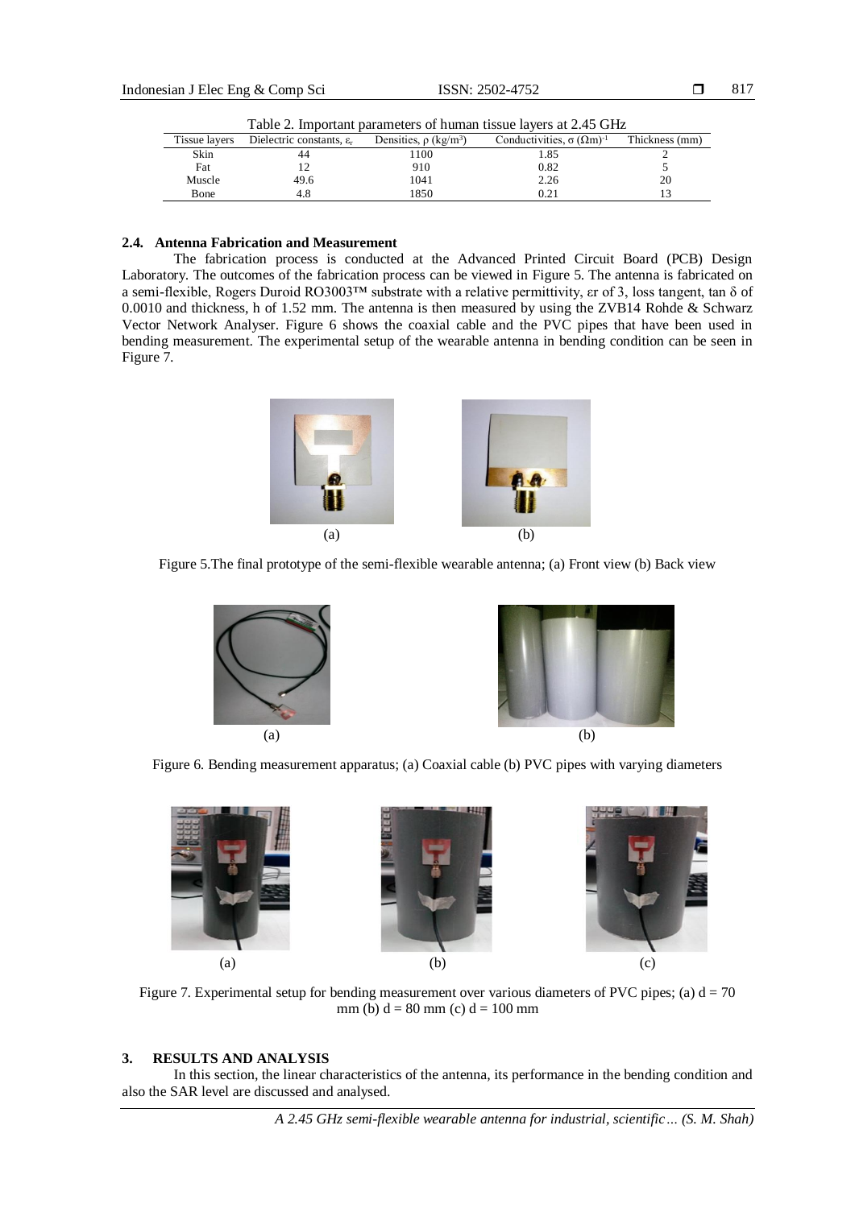Table 2. Important parameters of human tissue layers at 2.45 GHz

| Tissue layers | Dielectric constants, $\varepsilon_r$ | Densities, $\rho$ (kg/m$^3$) | Conductivities, $\sigma$ $(\Omega m)^{-1}$ | Thickness (mm) |
|---|---|---|---|---|
| Skin | 44 | 1100 | 1.85 | 2 |
| Fat | 12 | 910 | 0.82 | 5 |
| Muscle | 49.6 | 1041 | 2.26 | 20 |
| Bone | 4.8 | 1850 | 0.21 | 13 |

### 2.4. Antenna Fabrication and Measurement

The fabrication process is conducted at the Advanced Printed Circuit Board (PCB) Design Laboratory. The outcomes of the fabrication process can be viewed in Figure 5. The antenna is fabricated on a semi-flexible, Rogers Duroid RO3003™ substrate with a relative permittivity, εr of 3, loss tangent, tan δ of 0.0010 and thickness, h of 1.52 mm. The antenna is then measured by using the ZVB14 Rohde & Schwarz Vector Network Analyser. Figure 6 shows the coaxial cable and the PVC pipes that have been used in bending measurement. The experimental setup of the wearable antenna in bending condition can be seen in Figure 7.

(a) (b)

Figure 5.The final prototype of the semi-flexible wearable antenna; (a) Front view (b) Back view

(a) (b)

Figure 6. Bending measurement apparatus; (a) Coaxial cable (b) PVC pipes with varying diameters

(a) (b) (c)

Figure 7. Experimental setup for bending measurement over various diameters of PVC pipes; (a) d = 70 mm (b) d = 80 mm (c) d = 100 mm

## 3. RESULTS AND ANALYSIS

In this section, the linear characteristics of the antenna, its performance in the bending condition and also the SAR level are discussed and analysed.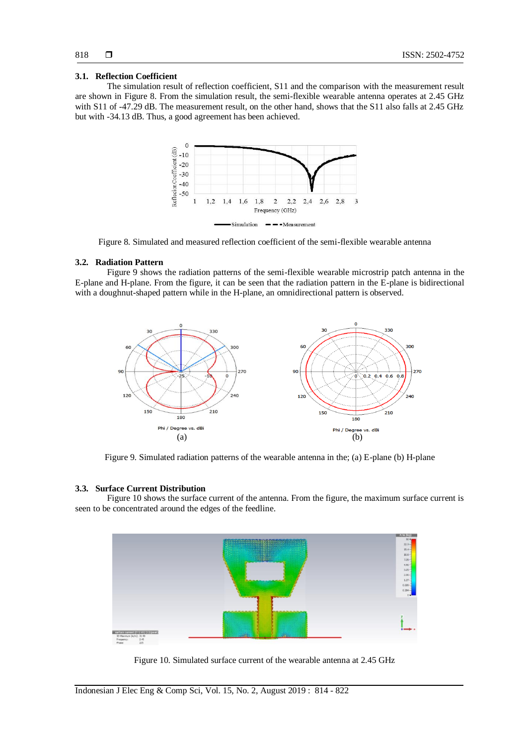### 3.1. Reflection Coefficient

The simulation result of reflection coefficient, S11 and the comparison with the measurement result are shown in Figure 8. From the simulation result, the semi-flexible wearable antenna operates at 2.45 GHz with S11 of -47.29 dB. The measurement result, on the other hand, shows that the S11 also falls at 2.45 GHz but with -34.13 dB. Thus, a good agreement has been achieved.

Figure 8. Simulated and measured reflection coefficient of the semi-flexible wearable antenna

### 3.2. Radiation Pattern

Figure 9 shows the radiation patterns of the semi-flexible wearable microstrip patch antenna in the E-plane and H-plane. From the figure, it can be seen that the radiation pattern in the E-plane is bidirectional with a doughnut-shaped pattern while in the H-plane, an omnidirectional pattern is observed.

Figure 9. Simulated radiation patterns of the wearable antenna in the; (a) E-plane (b) H-plane

### 3.3. Surface Current Distribution

Figure 10 shows the surface current of the antenna. From the figure, the maximum surface current is seen to be concentrated around the edges of the feedline.

Figure 10. Simulated surface current of the wearable antenna at 2.45 GHz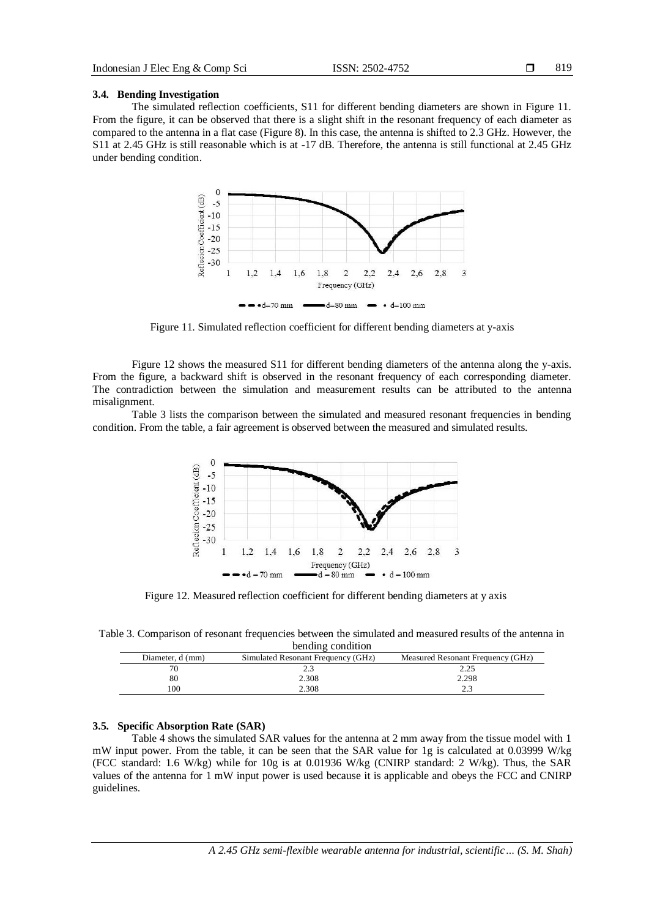### 3.4. Bending Investigation

The simulated reflection coefficients, S11 for different bending diameters are shown in Figure 11. From the figure, it can be observed that there is a slight shift in the resonant frequency of each diameter as compared to the antenna in a flat case (Figure 8). In this case, the antenna is shifted to 2.3 GHz. However, the S11 at 2.45 GHz is still reasonable which is at -17 dB. Therefore, the antenna is still functional at 2.45 GHz under bending condition.

Figure 11. Simulated reflection coefficient for different bending diameters at y-axis

Figure 12 shows the measured S11 for different bending diameters of the antenna along the y-axis. From the figure, a backward shift is observed in the resonant frequency of each corresponding diameter. The contradiction between the simulation and measurement results can be attributed to the antenna misalignment.

Table 3 lists the comparison between the simulated and measured resonant frequencies in bending condition. From the table, a fair agreement is observed between the measured and simulated results.

Figure 12. Measured reflection coefficient for different bending diameters at y axis

Table 3. Comparison of resonant frequencies between the simulated and measured results of the antenna in bending condition

| Diameter, d (mm) | Simulated Resonant Frequency (GHz) | Measured Resonant Frequency (GHz) |
|---|---|---|
| 70 | 2.3 | 2.25 |
| 80 | 2.308 | 2.298 |
| 100 | 2.308 | 2.3 |

### 3.5. Specific Absorption Rate (SAR)

Table 4 shows the simulated SAR values for the antenna at 2 mm away from the tissue model with 1 mW input power. From the table, it can be seen that the SAR value for 1g is calculated at 0.03999 W/kg (FCC standard: 1.6 W/kg) while for 10g is at 0.01936 W/kg (CNIRP standard: 2 W/kg). Thus, the SAR values of the antenna for 1 mW input power is used because it is applicable and obeys the FCC and CNIRP guidelines.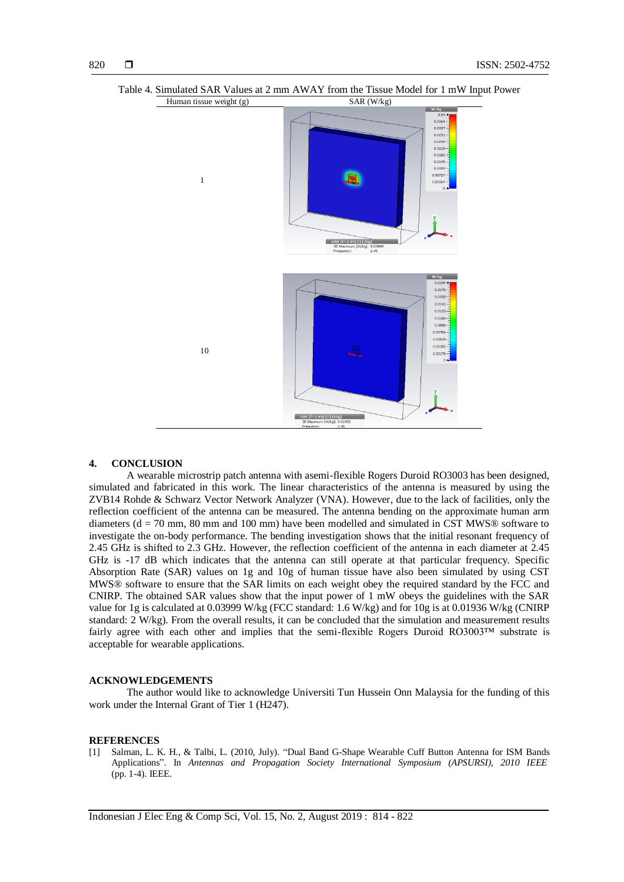Table 4. Simulated SAR Values at 2 mm AWAY from the Tissue Model for 1 mW Input Power

| Human tissue weight (g) | SAR (W/kg) |
|---|---|
| 1 | |
| 10 | |

## 4. CONCLUSION

A wearable microstrip patch antenna with asemi-flexible Rogers Duroid RO3003 has been designed, simulated and fabricated in this work. The linear characteristics of the antenna is measured by using the ZVB14 Rohde & Schwarz Vector Network Analyzer (VNA). However, due to the lack of facilities, only the reflection coefficient of the antenna can be measured. The antenna bending on the approximate human arm diameters (d = 70 mm, 80 mm and 100 mm) have been modelled and simulated in CST MWS® software to investigate the on-body performance. The bending investigation shows that the initial resonant frequency of 2.45 GHz is shifted to 2.3 GHz. However, the reflection coefficient of the antenna in each diameter at 2.45 GHz is -17 dB which indicates that the antenna can still operate at that particular frequency. Specific Absorption Rate (SAR) values on 1g and 10g of human tissue have also been simulated by using CST MWS® software to ensure that the SAR limits on each weight obey the required standard by the FCC and CNIRP. The obtained SAR values show that the input power of 1 mW obeys the guidelines with the SAR value for 1g is calculated at 0.03999 W/kg (FCC standard: 1.6 W/kg) and for 10g is at 0.01936 W/kg (CNIRP standard: 2 W/kg). From the overall results, it can be concluded that the simulation and measurement results fairly agree with each other and implies that the semi-flexible Rogers Duroid RO3003™ substrate is acceptable for wearable applications.

## ACKNOWLEDGEMENTS

The author would like to acknowledge Universiti Tun Hussein Onn Malaysia for the funding of this work under the Internal Grant of Tier 1 (H247).

## REFERENCES

[1] Salman, L. K. H., & Talbi, L. (2010, July). "Dual Band G-Shape Wearable Cuff Button Antenna for ISM Bands Applications". In *Antennas and Propagation Society International Symposium (APSURSI), 2010 IEEE* (pp. 1-4). IEEE.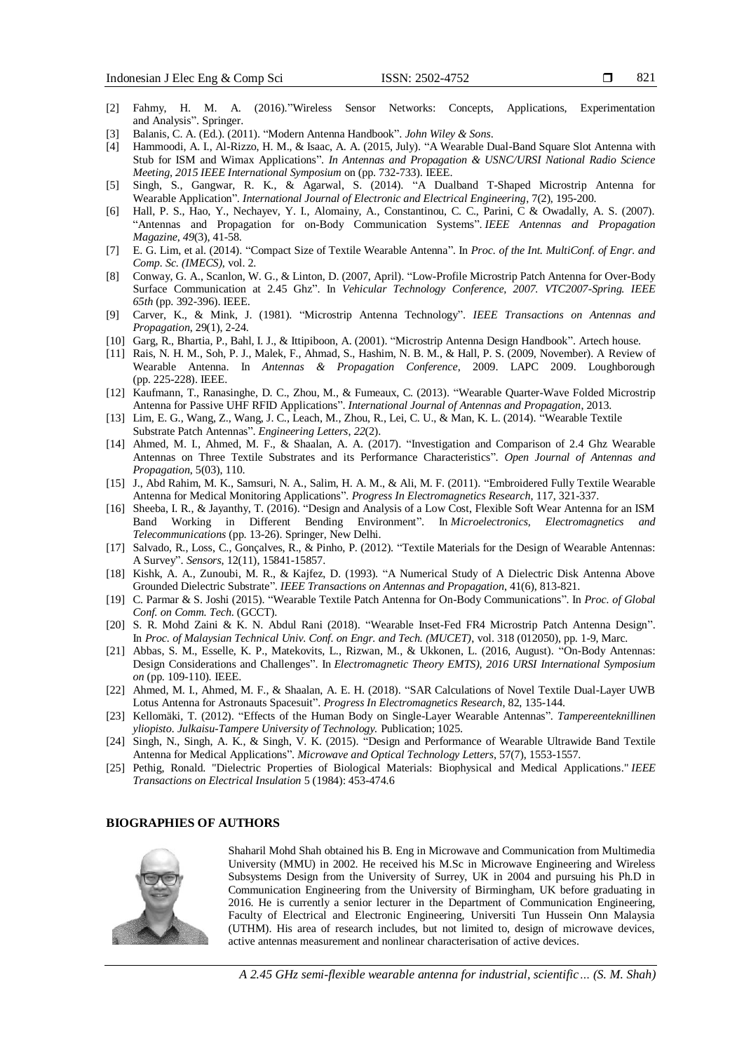[2] Fahmy, H. M. A. (2016)."Wireless Sensor Networks: Concepts, Applications, Experimentation and Analysis". Springer.

[3] Balanis, C. A. (Ed.). (2011). "Modern Antenna Handbook". *John Wiley & Sons*.

[4] Hammoodi, A. I., Al-Rizzo, H. M., & Isaac, A. A. (2015, July). "A Wearable Dual-Band Square Slot Antenna with Stub for ISM and Wimax Applications". *In Antennas and Propagation & USNC/URSI National Radio Science Meeting, 2015 IEEE International Symposium* on (pp. 732-733). IEEE.

[5] Singh, S., Gangwar, R. K., & Agarwal, S. (2014). "A Dualband T-Shaped Microstrip Antenna for Wearable Application". *International Journal of Electronic and Electrical Engineering*, 7(2), 195-200.

[6] Hall, P. S., Hao, Y., Nechayev, Y. I., Alomainy, A., Constantinou, C. C., Parini, C & Owadally, A. S. (2007). "Antennas and Propagation for on-Body Communication Systems". *IEEE Antennas and Propagation Magazine*, *49*(3), 41-58.

[7] E. G. Lim, et al. (2014). "Compact Size of Textile Wearable Antenna". In *Proc. of the Int. MultiConf. of Engr. and Comp. Sc. (IMECS)*, vol. 2.

[8] Conway, G. A., Scanlon, W. G., & Linton, D. (2007, April). "Low-Profile Microstrip Patch Antenna for Over-Body Surface Communication at 2.45 Ghz". In *Vehicular Technology Conference, 2007. VTC2007-Spring. IEEE 65th* (pp. 392-396). IEEE.

[9] Carver, K., & Mink, J. (1981). "Microstrip Antenna Technology". *IEEE Transactions on Antennas and Propagation*, 29(1), 2-24.

[10] Garg, R., Bhartia, P., Bahl, I. J., & Ittipiboon, A. (2001). "Microstrip Antenna Design Handbook". Artech house.

[11] Rais, N. H. M., Soh, P. J., Malek, F., Ahmad, S., Hashim, N. B. M., & Hall, P. S. (2009, November). A Review of Wearable Antenna. In *Antennas & Propagation Conference*, 2009. LAPC 2009. Loughborough (pp. 225-228). IEEE.

[12] Kaufmann, T., Ranasinghe, D. C., Zhou, M., & Fumeaux, C. (2013). "Wearable Quarter-Wave Folded Microstrip Antenna for Passive UHF RFID Applications". *International Journal of Antennas and Propagation*, 2013.

[13] Lim, E. G., Wang, Z., Wang, J. C., Leach, M., Zhou, R., Lei, C. U., & Man, K. L. (2014). "Wearable Textile Substrate Patch Antennas". *Engineering Letters*, *22*(2).

[14] Ahmed, M. I., Ahmed, M. F., & Shaalan, A. A. (2017). "Investigation and Comparison of 2.4 Ghz Wearable Antennas on Three Textile Substrates and its Performance Characteristics". *Open Journal of Antennas and Propagation*, 5(03), 110.

[15] J., Abd Rahim, M. K., Samsuri, N. A., Salim, H. A. M., & Ali, M. F. (2011). "Embroidered Fully Textile Wearable Antenna for Medical Monitoring Applications". *Progress In Electromagnetics Research*, 117, 321-337.

[16] Sheeba, I. R., & Jayanthy, T. (2016). "Design and Analysis of a Low Cost, Flexible Soft Wear Antenna for an ISM Band Working in Different Bending Environment". In *Microelectronics, Electromagnetics and Telecommunications* (pp. 13-26). Springer, New Delhi.

[17] Salvado, R., Loss, C., Gonçalves, R., & Pinho, P. (2012). "Textile Materials for the Design of Wearable Antennas: A Survey". *Sensors*, 12(11), 15841-15857.

[18] Kishk, A. A., Zunoubi, M. R., & Kajfez, D. (1993). "A Numerical Study of A Dielectric Disk Antenna Above Grounded Dielectric Substrate". *IEEE Transactions on Antennas and Propagation*, 41(6), 813-821.

[19] C. Parmar & S. Joshi (2015). "Wearable Textile Patch Antenna for On-Body Communications". In *Proc. of Global Conf. on Comm. Tech*. (GCCT).

[20] S. R. Mohd Zaini & K. N. Abdul Rani (2018). "Wearable Inset-Fed FR4 Microstrip Patch Antenna Design". In *Proc. of Malaysian Technical Univ. Conf. on Engr. and Tech. (MUCET)*, vol. 318 (012050), pp. 1-9, Marc.

[21] Abbas, S. M., Esselle, K. P., Matekovits, L., Rizwan, M., & Ukkonen, L. (2016, August). "On-Body Antennas: Design Considerations and Challenges". In *Electromagnetic Theory EMTS), 2016 URSI International Symposium on* (pp. 109-110). IEEE.

[22] Ahmed, M. I., Ahmed, M. F., & Shaalan, A. E. H. (2018). "SAR Calculations of Novel Textile Dual-Layer UWB Lotus Antenna for Astronauts Spacesuit". *Progress In Electromagnetics Research*, 82, 135-144.

[23] Kellomäki, T. (2012). "Effects of the Human Body on Single-Layer Wearable Antennas". *Tampereenteknillinen yliopisto. Julkaisu-Tampere University of Technology.* Publication; 1025.

[24] Singh, N., Singh, A. K., & Singh, V. K. (2015). "Design and Performance of Wearable Ultrawide Band Textile Antenna for Medical Applications". *Microwave and Optical Technology Letters*, 57(7), 1553-1557.

[25] Pethig, Ronald. "Dielectric Properties of Biological Materials: Biophysical and Medical Applications." *IEEE Transactions on Electrical Insulation* 5 (1984): 453-474.6

## BIOGRAPHIES OF AUTHORS

Shaharil Mohd Shah obtained his B. Eng in Microwave and Communication from Multimedia University (MMU) in 2002. He received his M.Sc in Microwave Engineering and Wireless Subsystems Design from the University of Surrey, UK in 2004 and pursuing his Ph.D in Communication Engineering from the University of Birmingham, UK before graduating in 2016. He is currently a senior lecturer in the Department of Communication Engineering, Faculty of Electrical and Electronic Engineering, Universiti Tun Hussein Onn Malaysia (UTHM). His area of research includes, but not limited to, design of microwave devices, active antennas measurement and nonlinear characterisation of active devices.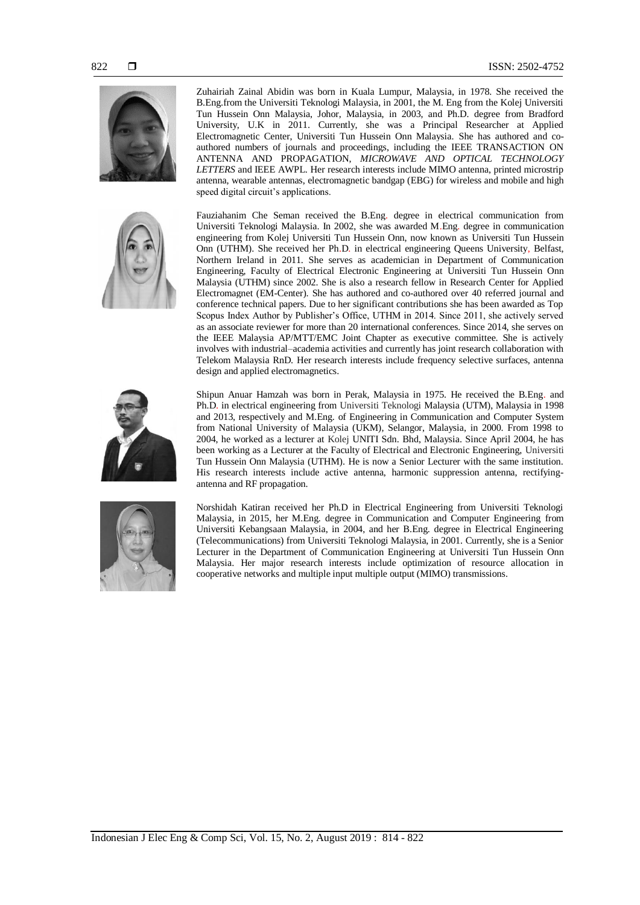Zuhairiah Zainal Abidin was born in Kuala Lumpur, Malaysia, in 1978. She received the B.Eng.from the Universiti Teknologi Malaysia, in 2001, the M. Eng from the Kolej Universiti Tun Hussein Onn Malaysia, Johor, Malaysia, in 2003, and Ph.D. degree from Bradford University, U.K in 2011. Currently, she was a Principal Researcher at Applied Electromagnetic Center, Universiti Tun Hussein Onn Malaysia. She has authored and co-authored numbers of journals and proceedings, including the IEEE TRANSACTION ON ANTENNA AND PROPAGATION, *MICROWAVE AND OPTICAL TECHNOLOGY LETTERS* and IEEE AWPL. Her research interests include MIMO antenna, printed microstrip antenna, wearable antennas, electromagnetic bandgap (EBG) for wireless and mobile and high speed digital circuit's applications.

Fauziahanim Che Seman received the B.Eng. degree in electrical communication from Universiti Teknologi Malaysia. In 2002, she was awarded M.Eng. degree in communication engineering from Kolej Universiti Tun Hussein Onn, now known as Universiti Tun Hussein Onn (UTHM). She received her Ph.D. in electrical engineering Queens University, Belfast, Northern Ireland in 2011. She serves as academician in Department of Communication Engineering, Faculty of Electrical Electronic Engineering at Universiti Tun Hussein Onn Malaysia (UTHM) since 2002. She is also a research fellow in Research Center for Applied Electromagnet (EM-Center). She has authored and co-authored over 40 referred journal and conference technical papers. Due to her significant contributions she has been awarded as Top Scopus Index Author by Publisher's Office, UTHM in 2014. Since 2011, she actively served as an associate reviewer for more than 20 international conferences. Since 2014, she serves on the IEEE Malaysia AP/MTT/EMC Joint Chapter as executive committee. She is actively involves with industrial–academia activities and currently has joint research collaboration with Telekom Malaysia RnD. Her research interests include frequency selective surfaces, antenna design and applied electromagnetics.

Shipun Anuar Hamzah was born in Perak, Malaysia in 1975. He received the B.Eng. and Ph.D. in electrical engineering from Universiti Teknologi Malaysia (UTM), Malaysia in 1998 and 2013, respectively and M.Eng. of Engineering in Communication and Computer System from National University of Malaysia (UKM), Selangor, Malaysia, in 2000. From 1998 to 2004, he worked as a lecturer at Kolej UNITI Sdn. Bhd, Malaysia. Since April 2004, he has been working as a Lecturer at the Faculty of Electrical and Electronic Engineering, Universiti Tun Hussein Onn Malaysia (UTHM). He is now a Senior Lecturer with the same institution. His research interests include active antenna, harmonic suppression antenna, rectifying-antenna and RF propagation.

Norshidah Katiran received her Ph.D in Electrical Engineering from Universiti Teknologi Malaysia, in 2015, her M.Eng. degree in Communication and Computer Engineering from Universiti Kebangsaan Malaysia, in 2004, and her B.Eng. degree in Electrical Engineering (Telecommunications) from Universiti Teknologi Malaysia, in 2001. Currently, she is a Senior Lecturer in the Department of Communication Engineering at Universiti Tun Hussein Onn Malaysia. Her major research interests include optimization of resource allocation in cooperative networks and multiple input multiple output (MIMO) transmissions.